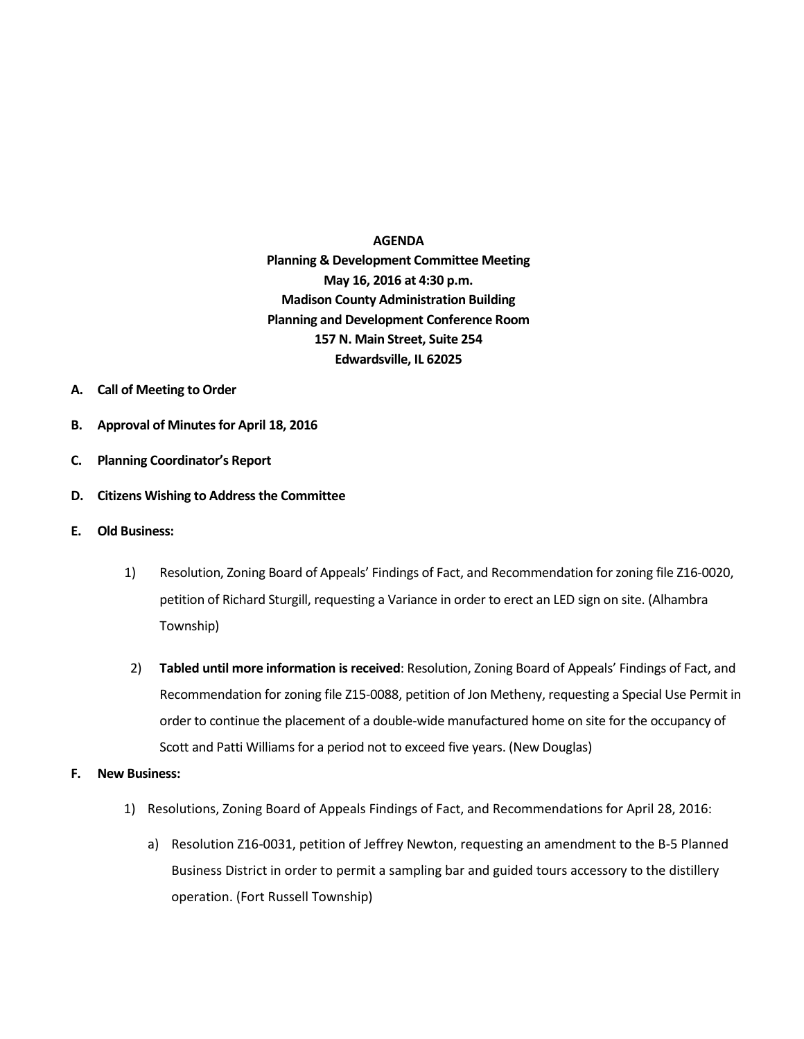**AGENDA**
**Planning & Development Committee Meeting**
**May 16, 2016 at 4:30 p.m.**
**Madison County Administration Building**
**Planning and Development Conference Room**
**157 N. Main Street, Suite 254**
**Edwardsville, IL 62025**

**A. Call of Meeting to Order**

**B. Approval of Minutes for April 18, 2016**

**C. Planning Coordinator's Report**

**D. Citizens Wishing to Address the Committee**

**E. Old Business:**

1) Resolution, Zoning Board of Appeals' Findings of Fact, and Recommendation for zoning file Z16-0020, petition of Richard Sturgill, requesting a Variance in order to erect an LED sign on site. (Alhambra Township)

2) **Tabled until more information is received**: Resolution, Zoning Board of Appeals' Findings of Fact, and Recommendation for zoning file Z15-0088, petition of Jon Metheny, requesting a Special Use Permit in order to continue the placement of a double-wide manufactured home on site for the occupancy of Scott and Patti Williams for a period not to exceed five years. (New Douglas)

**F. New Business:**

1) Resolutions, Zoning Board of Appeals Findings of Fact, and Recommendations for April 28, 2016:

a) Resolution Z16-0031, petition of Jeffrey Newton, requesting an amendment to the B-5 Planned Business District in order to permit a sampling bar and guided tours accessory to the distillery operation. (Fort Russell Township)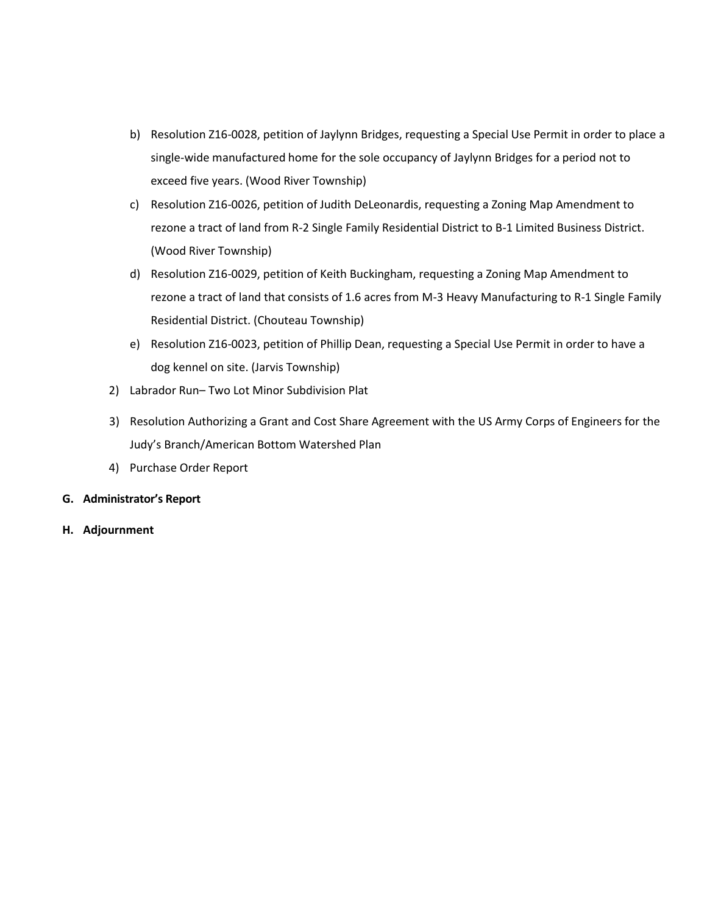b) Resolution Z16-0028, petition of Jaylynn Bridges, requesting a Special Use Permit in order to place a single-wide manufactured home for the sole occupancy of Jaylynn Bridges for a period not to exceed five years. (Wood River Township)

c) Resolution Z16-0026, petition of Judith DeLeonardis, requesting a Zoning Map Amendment to rezone a tract of land from R-2 Single Family Residential District to B-1 Limited Business District. (Wood River Township)

d) Resolution Z16-0029, petition of Keith Buckingham, requesting a Zoning Map Amendment to rezone a tract of land that consists of 1.6 acres from M-3 Heavy Manufacturing to R-1 Single Family Residential District. (Chouteau Township)

e) Resolution Z16-0023, petition of Phillip Dean, requesting a Special Use Permit in order to have a dog kennel on site. (Jarvis Township)

2) Labrador Run– Two Lot Minor Subdivision Plat

3) Resolution Authorizing a Grant and Cost Share Agreement with the US Army Corps of Engineers for the Judy's Branch/American Bottom Watershed Plan

4) Purchase Order Report

**G. Administrator's Report**

**H. Adjournment**